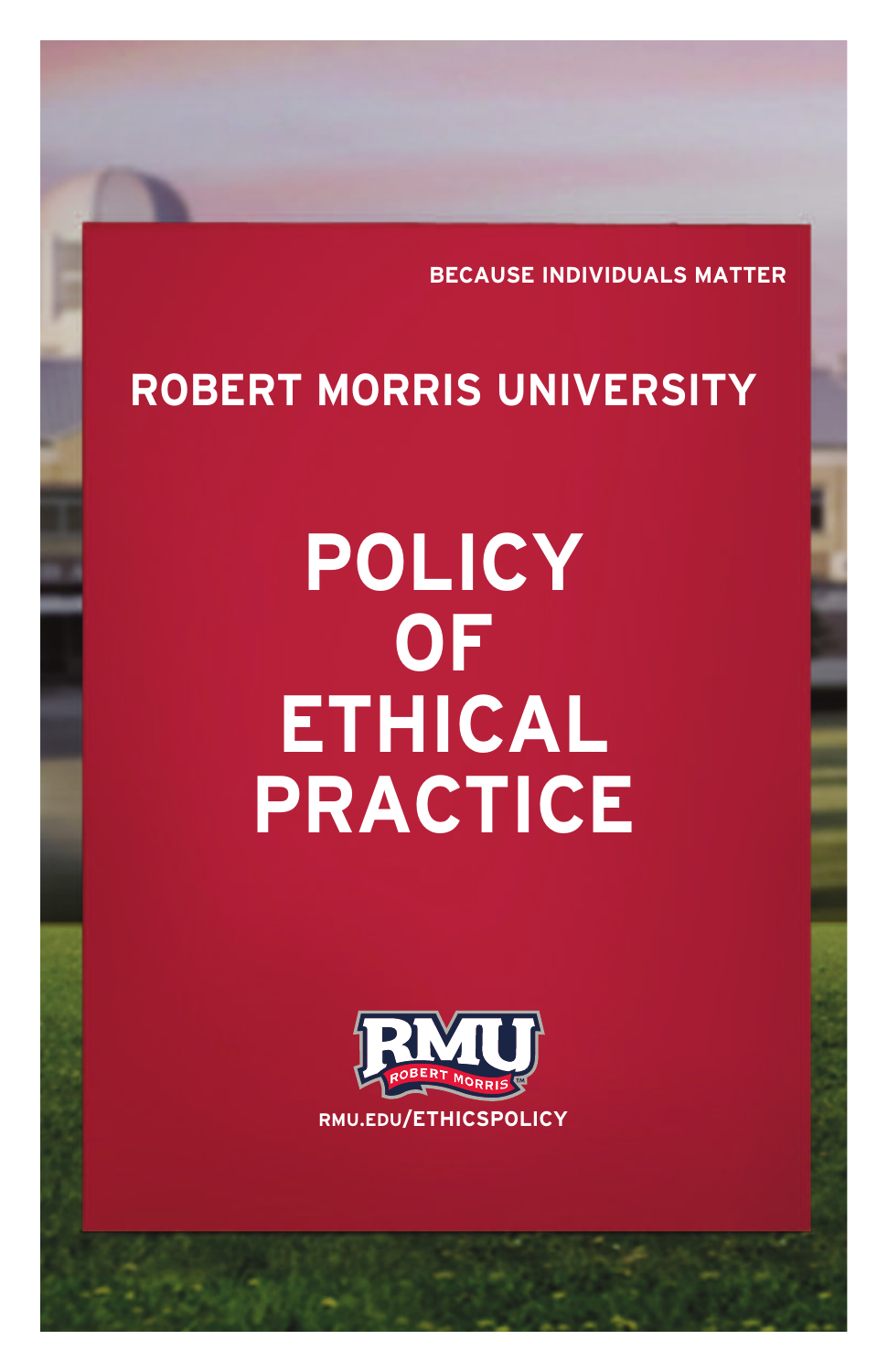BECAUSE INDIVIDUALS MATTER

## ROBERT MORRIS UNIVERSITY

# POLICY OF ETHICAL PRACTICE

RMU ROBERT MORRIS™

RMU.EDU/ETHICSPOLICY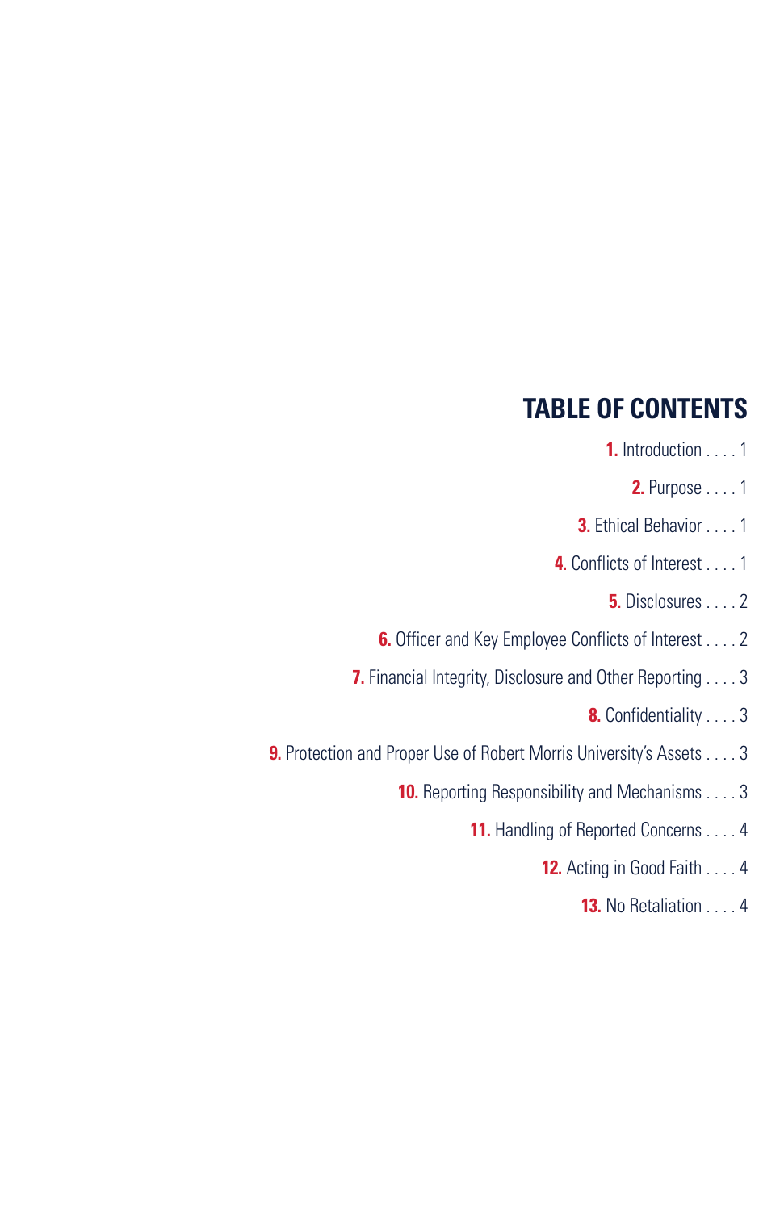## TABLE OF CONTENTS

**1.** Introduction . . . . 1

**2.** Purpose . . . . 1

**3.** Ethical Behavior . . . . 1

**4.** Conflicts of Interest . . . . 1

**5.** Disclosures . . . . 2

**6.** Officer and Key Employee Conflicts of Interest . . . . 2

**7.** Financial Integrity, Disclosure and Other Reporting . . . . 3

**8.** Confidentiality . . . . 3

**9.** Protection and Proper Use of Robert Morris University's Assets . . . . 3

**10.** Reporting Responsibility and Mechanisms . . . . 3

**11.** Handling of Reported Concerns . . . . 4

**12.** Acting in Good Faith . . . . 4

**13.** No Retaliation . . . . 4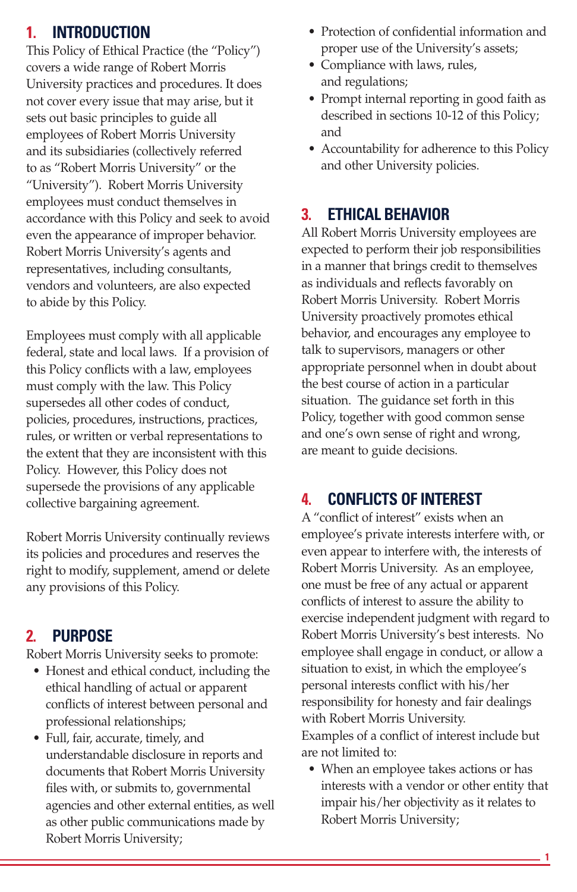## 1. INTRODUCTION

This Policy of Ethical Practice (the "Policy") covers a wide range of Robert Morris University practices and procedures. It does not cover every issue that may arise, but it sets out basic principles to guide all employees of Robert Morris University and its subsidiaries (collectively referred to as "Robert Morris University" or the "University"). Robert Morris University employees must conduct themselves in accordance with this Policy and seek to avoid even the appearance of improper behavior. Robert Morris University's agents and representatives, including consultants, vendors and volunteers, are also expected to abide by this Policy.

Employees must comply with all applicable federal, state and local laws. If a provision of this Policy conflicts with a law, employees must comply with the law. This Policy supersedes all other codes of conduct, policies, procedures, instructions, practices, rules, or written or verbal representations to the extent that they are inconsistent with this Policy. However, this Policy does not supersede the provisions of any applicable collective bargaining agreement.

Robert Morris University continually reviews its policies and procedures and reserves the right to modify, supplement, amend or delete any provisions of this Policy.

## 2. PURPOSE

Robert Morris University seeks to promote:

- Honest and ethical conduct, including the ethical handling of actual or apparent conflicts of interest between personal and professional relationships;
- Full, fair, accurate, timely, and understandable disclosure in reports and documents that Robert Morris University files with, or submits to, governmental agencies and other external entities, as well as other public communications made by Robert Morris University;
- Protection of confidential information and proper use of the University's assets;
- Compliance with laws, rules, and regulations;
- Prompt internal reporting in good faith as described in sections 10-12 of this Policy; and
- Accountability for adherence to this Policy and other University policies.

## 3. ETHICAL BEHAVIOR

All Robert Morris University employees are expected to perform their job responsibilities in a manner that brings credit to themselves as individuals and reflects favorably on Robert Morris University. Robert Morris University proactively promotes ethical behavior, and encourages any employee to talk to supervisors, managers or other appropriate personnel when in doubt about the best course of action in a particular situation. The guidance set forth in this Policy, together with good common sense and one's own sense of right and wrong, are meant to guide decisions.

## 4. CONFLICTS OF INTEREST

A "conflict of interest" exists when an employee's private interests interfere with, or even appear to interfere with, the interests of Robert Morris University. As an employee, one must be free of any actual or apparent conflicts of interest to assure the ability to exercise independent judgment with regard to Robert Morris University's best interests. No employee shall engage in conduct, or allow a situation to exist, in which the employee's personal interests conflict with his/her responsibility for honesty and fair dealings with Robert Morris University.

Examples of a conflict of interest include but are not limited to:

- When an employee takes actions or has interests with a vendor or other entity that impair his/her objectivity as it relates to Robert Morris University;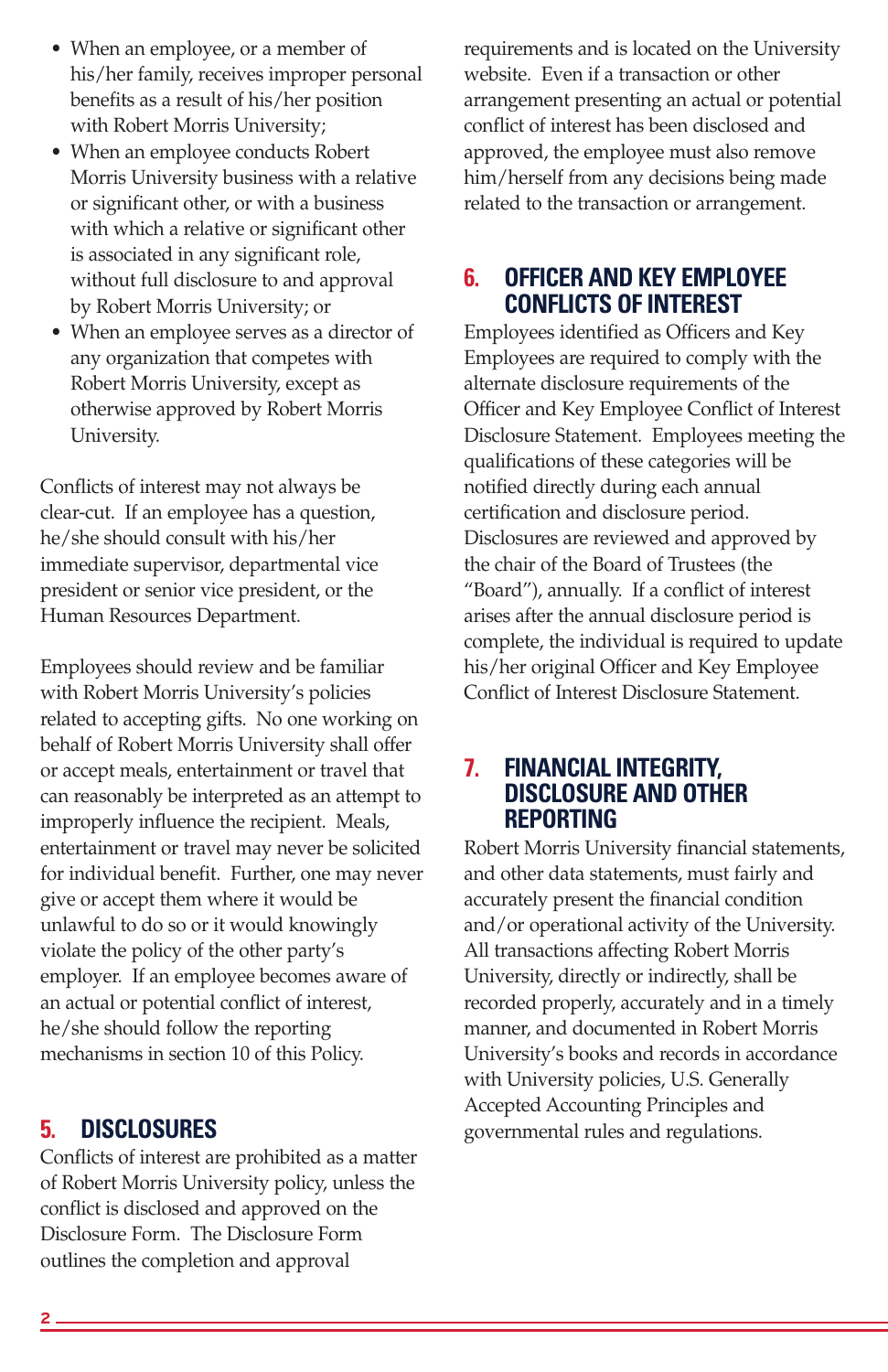- When an employee, or a member of his/her family, receives improper personal benefits as a result of his/her position with Robert Morris University;
- When an employee conducts Robert Morris University business with a relative or significant other, or with a business with which a relative or significant other is associated in any significant role, without full disclosure to and approval by Robert Morris University; or
- When an employee serves as a director of any organization that competes with Robert Morris University, except as otherwise approved by Robert Morris University.

Conflicts of interest may not always be clear-cut. If an employee has a question, he/she should consult with his/her immediate supervisor, departmental vice president or senior vice president, or the Human Resources Department.

Employees should review and be familiar with Robert Morris University's policies related to accepting gifts. No one working on behalf of Robert Morris University shall offer or accept meals, entertainment or travel that can reasonably be interpreted as an attempt to improperly influence the recipient. Meals, entertainment or travel may never be solicited for individual benefit. Further, one may never give or accept them where it would be unlawful to do so or it would knowingly violate the policy of the other party's employer. If an employee becomes aware of an actual or potential conflict of interest, he/she should follow the reporting mechanisms in section 10 of this Policy.

## 5. DISCLOSURES

Conflicts of interest are prohibited as a matter of Robert Morris University policy, unless the conflict is disclosed and approved on the Disclosure Form. The Disclosure Form outlines the completion and approval requirements and is located on the University website. Even if a transaction or other arrangement presenting an actual or potential conflict of interest has been disclosed and approved, the employee must also remove him/herself from any decisions being made related to the transaction or arrangement.

## 6. OFFICER AND KEY EMPLOYEE CONFLICTS OF INTEREST

Employees identified as Officers and Key Employees are required to comply with the alternate disclosure requirements of the Officer and Key Employee Conflict of Interest Disclosure Statement. Employees meeting the qualifications of these categories will be notified directly during each annual certification and disclosure period. Disclosures are reviewed and approved by the chair of the Board of Trustees (the "Board"), annually. If a conflict of interest arises after the annual disclosure period is complete, the individual is required to update his/her original Officer and Key Employee Conflict of Interest Disclosure Statement.

## 7. FINANCIAL INTEGRITY, DISCLOSURE AND OTHER REPORTING

Robert Morris University financial statements, and other data statements, must fairly and accurately present the financial condition and/or operational activity of the University. All transactions affecting Robert Morris University, directly or indirectly, shall be recorded properly, accurately and in a timely manner, and documented in Robert Morris University's books and records in accordance with University policies, U.S. Generally Accepted Accounting Principles and governmental rules and regulations.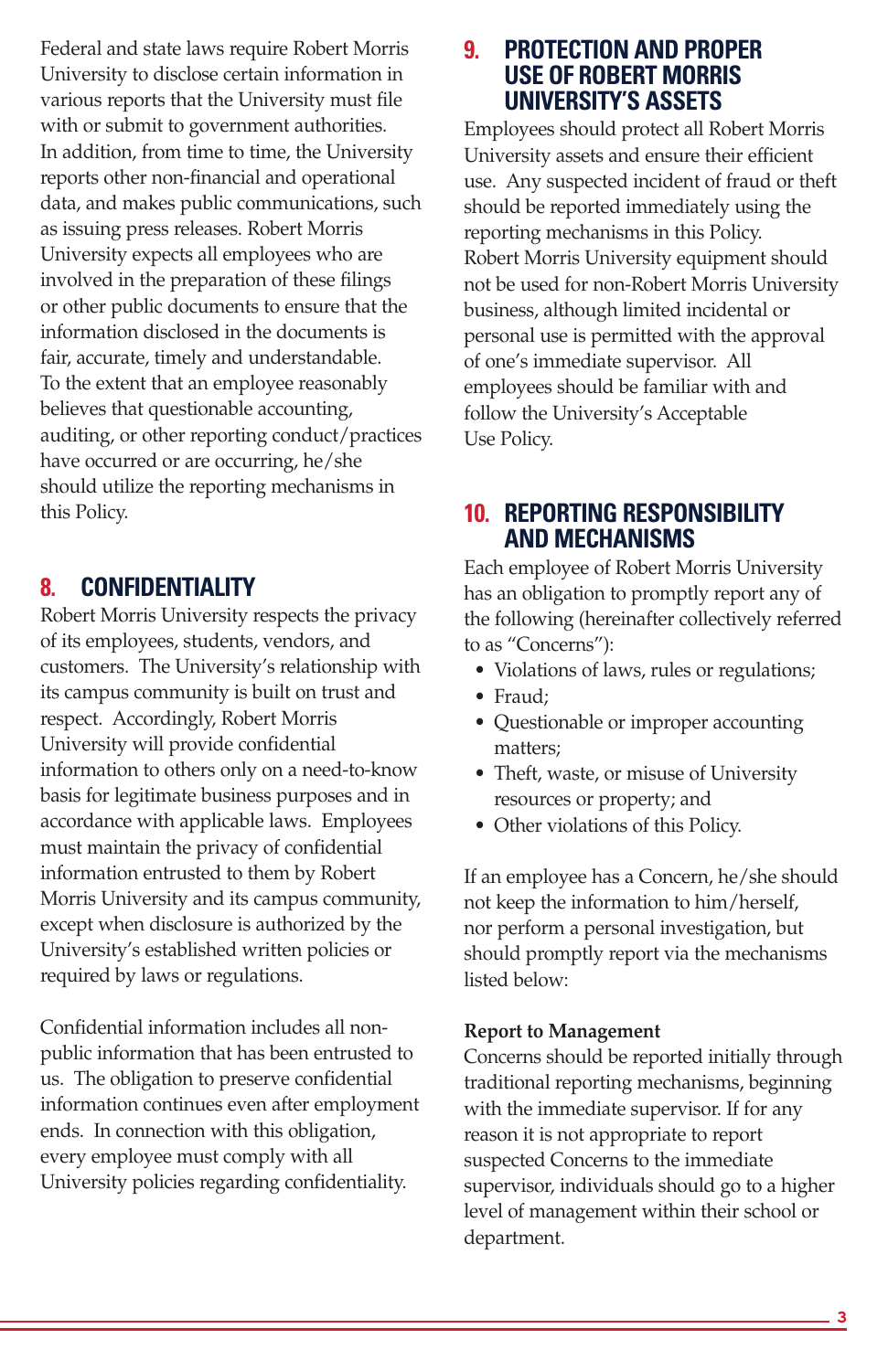Federal and state laws require Robert Morris University to disclose certain information in various reports that the University must file with or submit to government authorities. In addition, from time to time, the University reports other non-financial and operational data, and makes public communications, such as issuing press releases. Robert Morris University expects all employees who are involved in the preparation of these filings or other public documents to ensure that the information disclosed in the documents is fair, accurate, timely and understandable. To the extent that an employee reasonably believes that questionable accounting, auditing, or other reporting conduct/practices have occurred or are occurring, he/she should utilize the reporting mechanisms in this Policy.

## 8. CONFIDENTIALITY

Robert Morris University respects the privacy of its employees, students, vendors, and customers. The University's relationship with its campus community is built on trust and respect. Accordingly, Robert Morris University will provide confidential information to others only on a need-to-know basis for legitimate business purposes and in accordance with applicable laws. Employees must maintain the privacy of confidential information entrusted to them by Robert Morris University and its campus community, except when disclosure is authorized by the University's established written policies or required by laws or regulations.

Confidential information includes all non-public information that has been entrusted to us. The obligation to preserve confidential information continues even after employment ends. In connection with this obligation, every employee must comply with all University policies regarding confidentiality.

## 9. PROTECTION AND PROPER USE OF ROBERT MORRIS UNIVERSITY'S ASSETS

Employees should protect all Robert Morris University assets and ensure their efficient use. Any suspected incident of fraud or theft should be reported immediately using the reporting mechanisms in this Policy. Robert Morris University equipment should not be used for non-Robert Morris University business, although limited incidental or personal use is permitted with the approval of one's immediate supervisor. All employees should be familiar with and follow the University's Acceptable Use Policy.

## 10. REPORTING RESPONSIBILITY AND MECHANISMS

Each employee of Robert Morris University has an obligation to promptly report any of the following (hereinafter collectively referred to as "Concerns"):

- Violations of laws, rules or regulations;
- Fraud;
- Questionable or improper accounting matters;
- Theft, waste, or misuse of University resources or property; and
- Other violations of this Policy.

If an employee has a Concern, he/she should not keep the information to him/herself, nor perform a personal investigation, but should promptly report via the mechanisms listed below:

**Report to Management**

Concerns should be reported initially through traditional reporting mechanisms, beginning with the immediate supervisor. If for any reason it is not appropriate to report suspected Concerns to the immediate supervisor, individuals should go to a higher level of management within their school or department.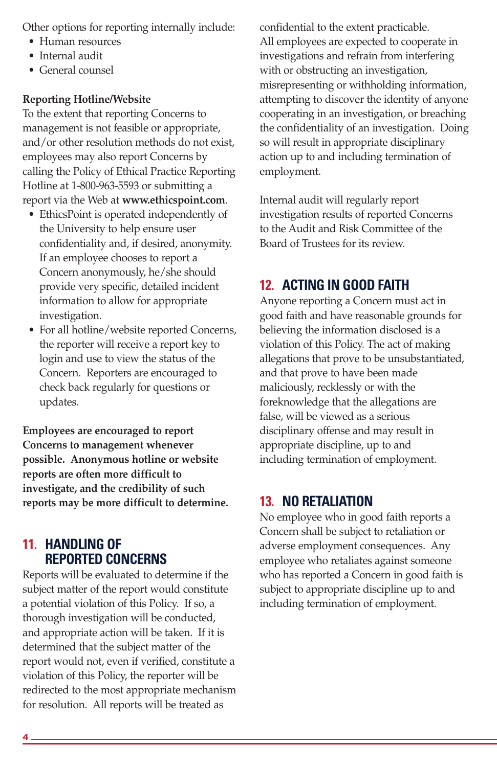Other options for reporting internally include:

- Human resources
- Internal audit
- General counsel

**Reporting Hotline/Website**

To the extent that reporting Concerns to management is not feasible or appropriate, and/or other resolution methods do not exist, employees may also report Concerns by calling the Policy of Ethical Practice Reporting Hotline at 1-800-963-5593 or submitting a report via the Web at **www.ethicspoint.com**.

- EthicsPoint is operated independently of the University to help ensure user confidentiality and, if desired, anonymity. If an employee chooses to report a Concern anonymously, he/she should provide very specific, detailed incident information to allow for appropriate investigation.
- For all hotline/website reported Concerns, the reporter will receive a report key to login and use to view the status of the Concern. Reporters are encouraged to check back regularly for questions or updates.

**Employees are encouraged to report Concerns to management whenever possible. Anonymous hotline or website reports are often more difficult to investigate, and the credibility of such reports may be more difficult to determine.**

## 11. HANDLING OF REPORTED CONCERNS

Reports will be evaluated to determine if the subject matter of the report would constitute a potential violation of this Policy. If so, a thorough investigation will be conducted, and appropriate action will be taken. If it is determined that the subject matter of the report would not, even if verified, constitute a violation of this Policy, the reporter will be redirected to the most appropriate mechanism for resolution. All reports will be treated as confidential to the extent practicable. All employees are expected to cooperate in investigations and refrain from interfering with or obstructing an investigation, misrepresenting or withholding information, attempting to discover the identity of anyone cooperating in an investigation, or breaching the confidentiality of an investigation. Doing so will result in appropriate disciplinary action up to and including termination of employment.

Internal audit will regularly report investigation results of reported Concerns to the Audit and Risk Committee of the Board of Trustees for its review.

## 12. ACTING IN GOOD FAITH

Anyone reporting a Concern must act in good faith and have reasonable grounds for believing the information disclosed is a violation of this Policy. The act of making allegations that prove to be unsubstantiated, and that prove to have been made maliciously, recklessly or with the foreknowledge that the allegations are false, will be viewed as a serious disciplinary offense and may result in appropriate discipline, up to and including termination of employment.

## 13. NO RETALIATION

No employee who in good faith reports a Concern shall be subject to retaliation or adverse employment consequences. Any employee who retaliates against someone who has reported a Concern in good faith is subject to appropriate discipline up to and including termination of employment.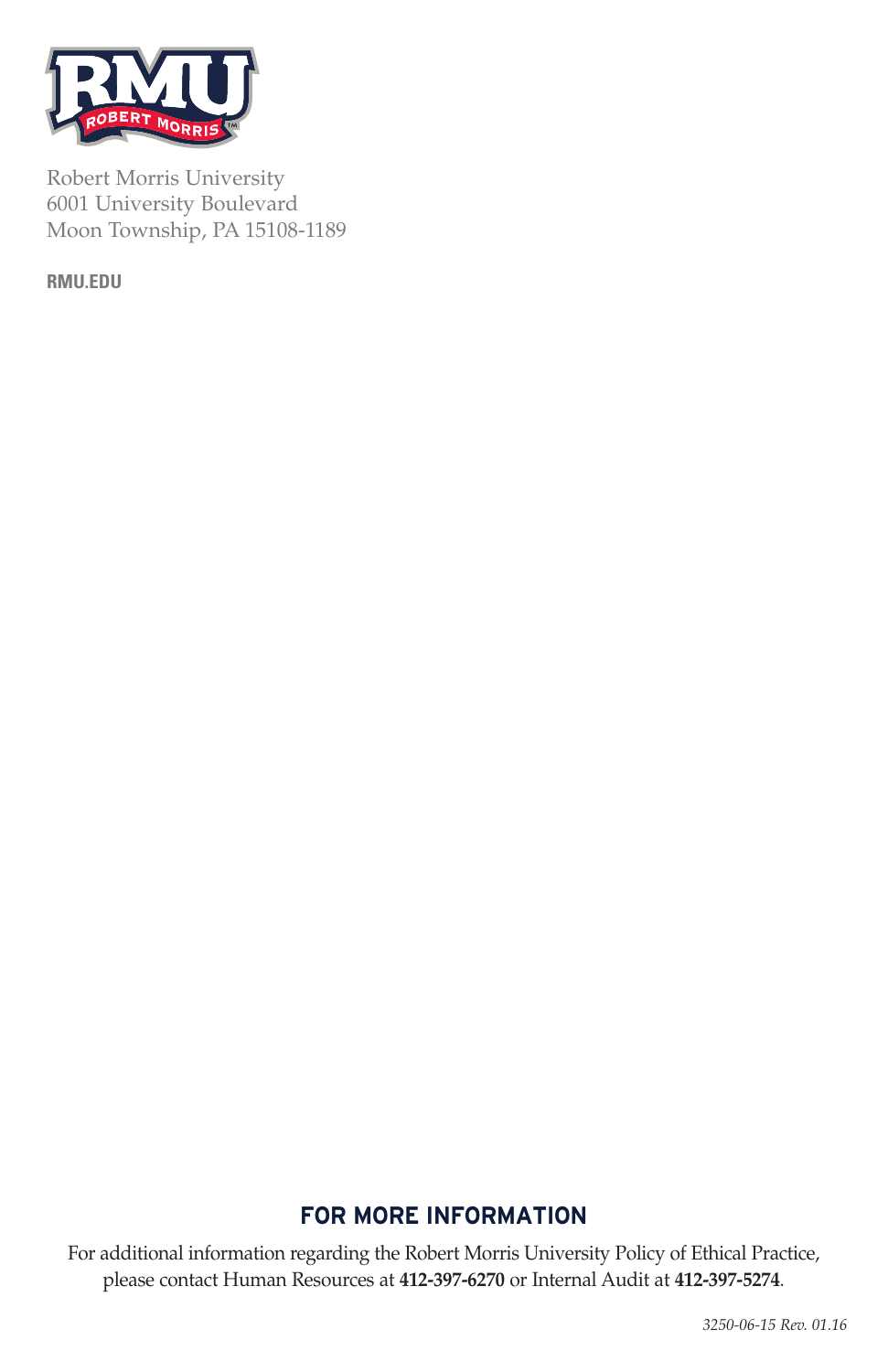Robert Morris University
6001 University Boulevard
Moon Township, PA 15108-1189

**RMU.EDU**

## FOR MORE INFORMATION

For additional information regarding the Robert Morris University Policy of Ethical Practice, please contact Human Resources at **412-397-6270** or Internal Audit at **412-397-5274**.

*3250-06-15 Rev. 01.16*